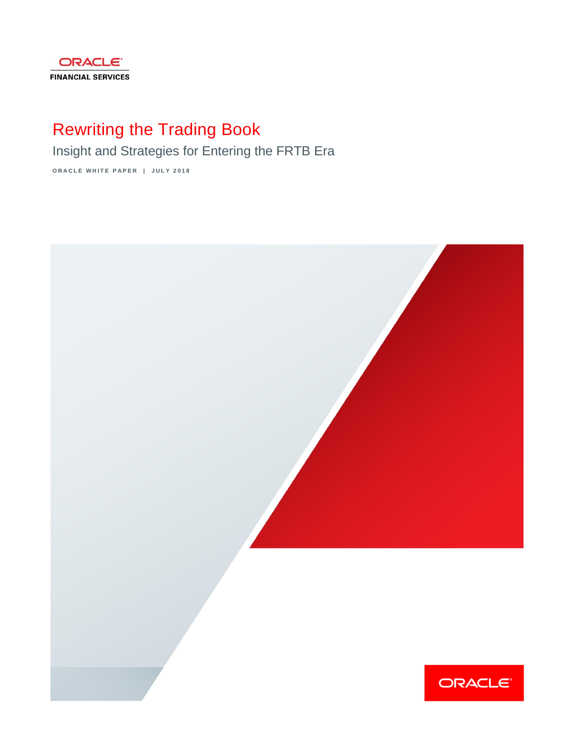ORACLE
FINANCIAL SERVICES

# Rewriting the Trading Book

## Insight and Strategies for Entering the FRTB Era

ORACLE WHITE PAPER | JULY 2018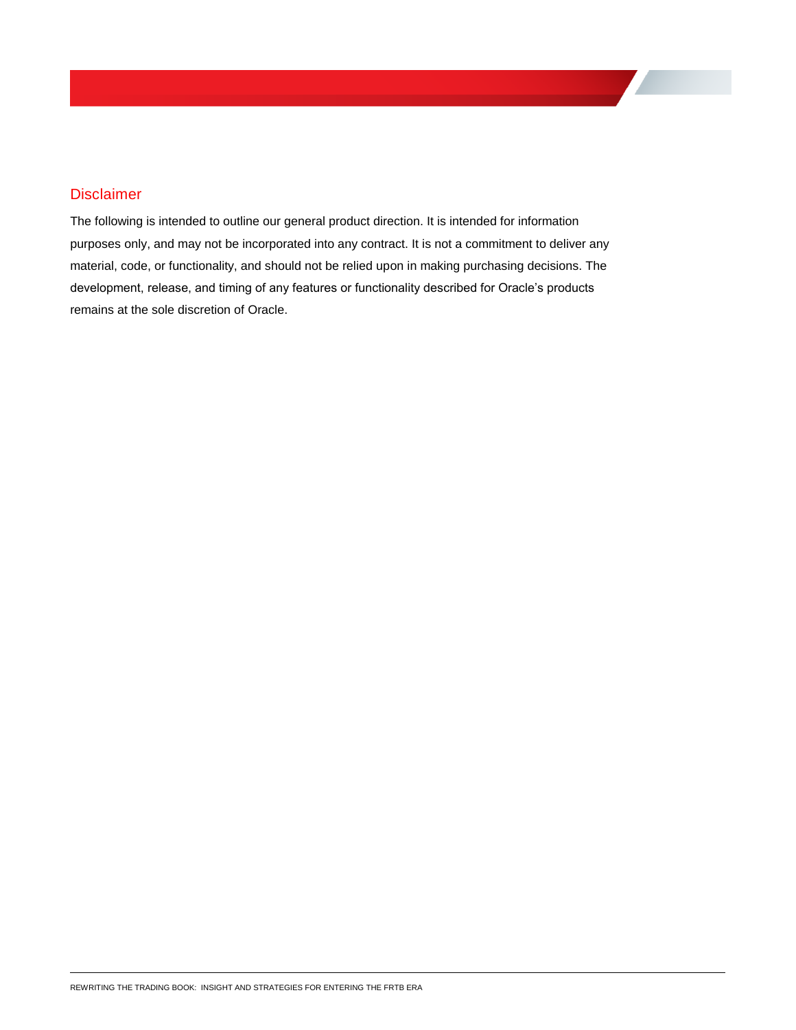## Disclaimer

The following is intended to outline our general product direction. It is intended for information purposes only, and may not be incorporated into any contract. It is not a commitment to deliver any material, code, or functionality, and should not be relied upon in making purchasing decisions. The development, release, and timing of any features or functionality described for Oracle's products remains at the sole discretion of Oracle.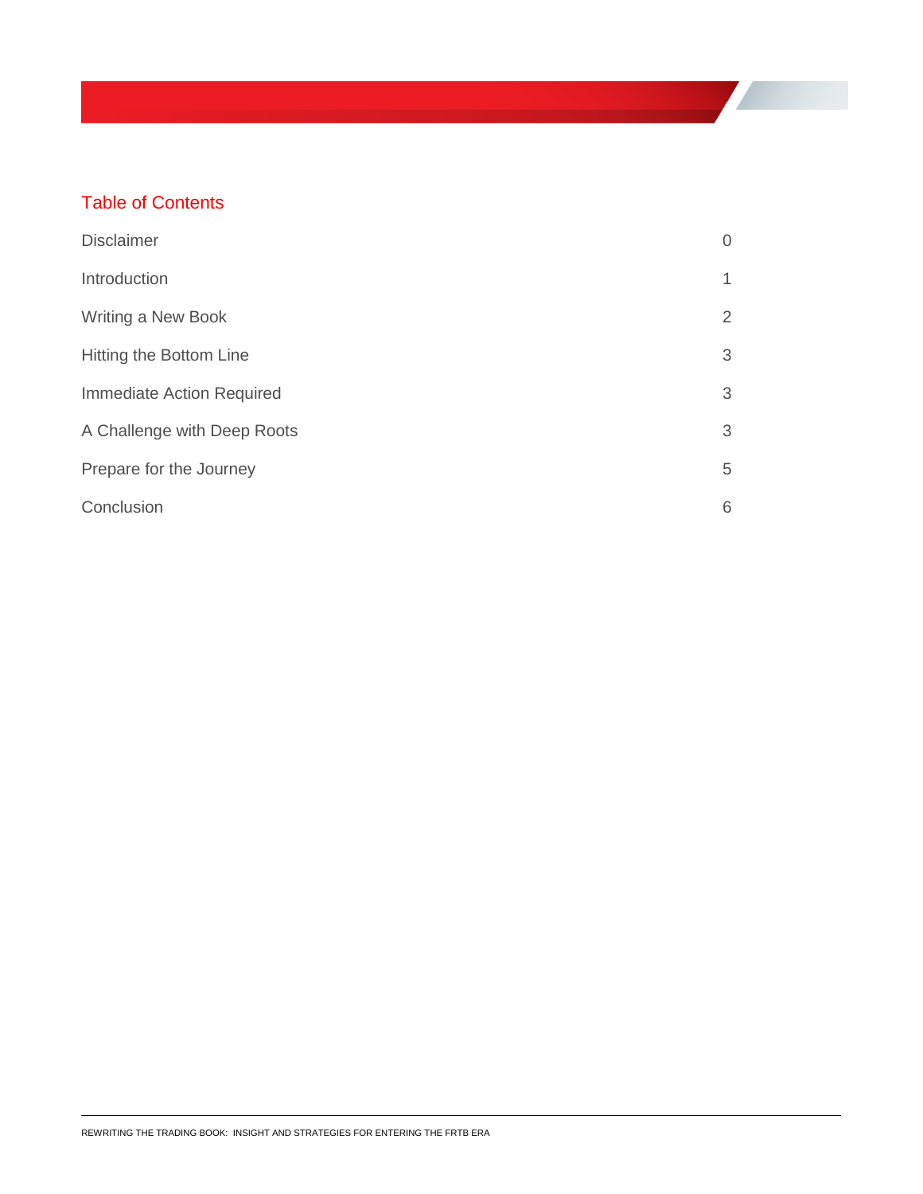## Table of Contents

| | |
|---|---|
| Disclaimer | 0 |
| Introduction | 1 |
| Writing a New Book | 2 |
| Hitting the Bottom Line | 3 |
| Immediate Action Required | 3 |
| A Challenge with Deep Roots | 3 |
| Prepare for the Journey | 5 |
| Conclusion | 6 |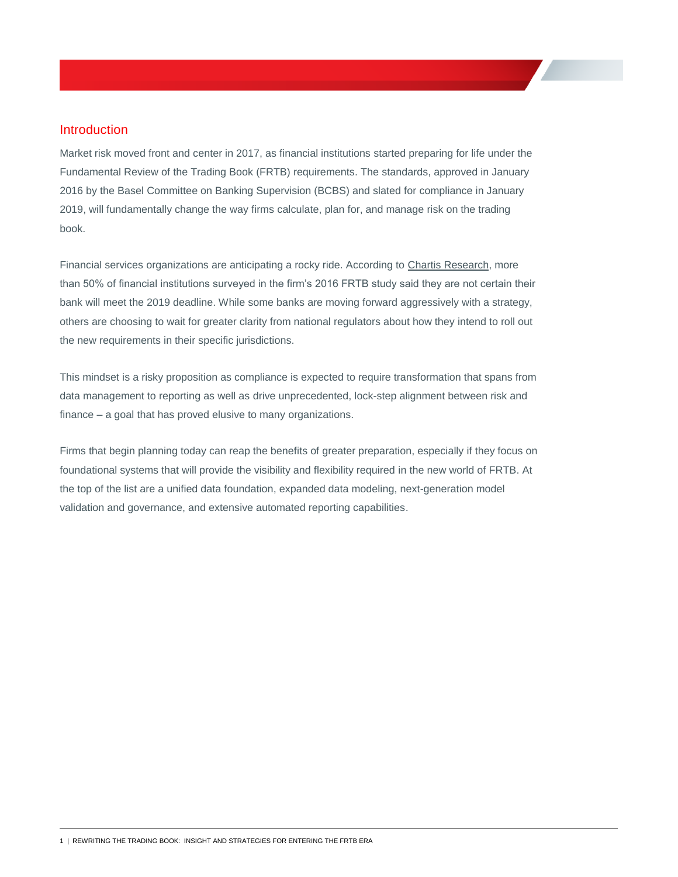## Introduction

Market risk moved front and center in 2017, as financial institutions started preparing for life under the Fundamental Review of the Trading Book (FRTB) requirements. The standards, approved in January 2016 by the Basel Committee on Banking Supervision (BCBS) and slated for compliance in January 2019, will fundamentally change the way firms calculate, plan for, and manage risk on the trading book.

Financial services organizations are anticipating a rocky ride. According to Chartis Research, more than 50% of financial institutions surveyed in the firm's 2016 FRTB study said they are not certain their bank will meet the 2019 deadline. While some banks are moving forward aggressively with a strategy, others are choosing to wait for greater clarity from national regulators about how they intend to roll out the new requirements in their specific jurisdictions.

This mindset is a risky proposition as compliance is expected to require transformation that spans from data management to reporting as well as drive unprecedented, lock-step alignment between risk and finance – a goal that has proved elusive to many organizations.

Firms that begin planning today can reap the benefits of greater preparation, especially if they focus on foundational systems that will provide the visibility and flexibility required in the new world of FRTB. At the top of the list are a unified data foundation, expanded data modeling, next-generation model validation and governance, and extensive automated reporting capabilities.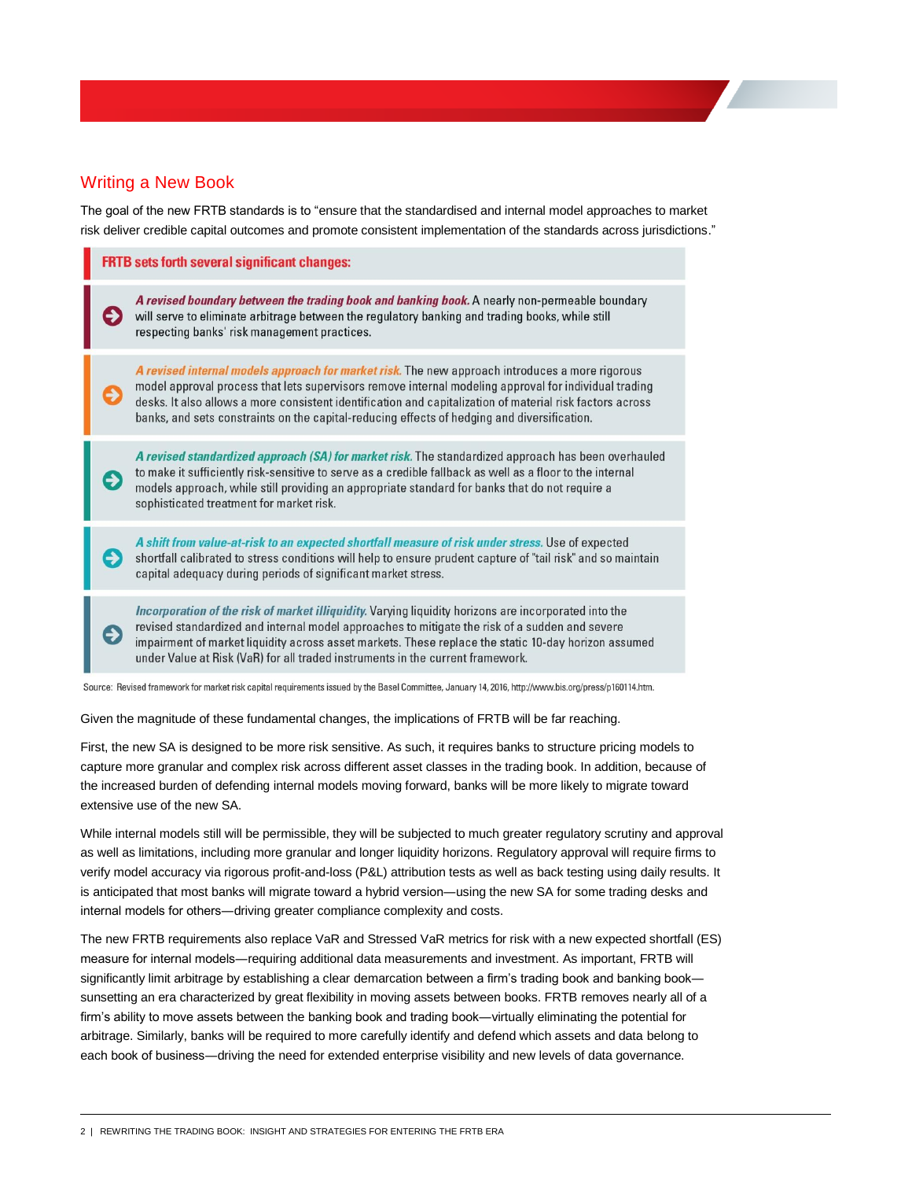## Writing a New Book

The goal of the new FRTB standards is to "ensure that the standardised and internal model approaches to market risk deliver credible capital outcomes and promote consistent implementation of the standards across jurisdictions."

**FRTB sets forth several significant changes:**

- ***A revised boundary between the trading book and banking book.*** A nearly non-permeable boundary will serve to eliminate arbitrage between the regulatory banking and trading books, while still respecting banks' risk management practices.
- ***A revised internal models approach for market risk.*** The new approach introduces a more rigorous model approval process that lets supervisors remove internal modeling approval for individual trading desks. It also allows a more consistent identification and capitalization of material risk factors across banks, and sets constraints on the capital-reducing effects of hedging and diversification.
- ***A revised standardized approach (SA) for market risk.*** The standardized approach has been overhauled to make it sufficiently risk-sensitive to serve as a credible fallback as well as a floor to the internal models approach, while still providing an appropriate standard for banks that do not require a sophisticated treatment for market risk.
- ***A shift from value-at-risk to an expected shortfall measure of risk under stress.*** Use of expected shortfall calibrated to stress conditions will help to ensure prudent capture of "tail risk" and so maintain capital adequacy during periods of significant market stress.
- ***Incorporation of the risk of market illiquidity.*** Varying liquidity horizons are incorporated into the revised standardized and internal model approaches to mitigate the risk of a sudden and severe impairment of market liquidity across asset markets. These replace the static 10-day horizon assumed under Value at Risk (VaR) for all traded instruments in the current framework.

Source: Revised framework for market risk capital requirements issued by the Basel Committee, January 14, 2016, http://www.bis.org/press/p160114.htm.

Given the magnitude of these fundamental changes, the implications of FRTB will be far reaching.

First, the new SA is designed to be more risk sensitive. As such, it requires banks to structure pricing models to capture more granular and complex risk across different asset classes in the trading book. In addition, because of the increased burden of defending internal models moving forward, banks will be more likely to migrate toward extensive use of the new SA.

While internal models still will be permissible, they will be subjected to much greater regulatory scrutiny and approval as well as limitations, including more granular and longer liquidity horizons. Regulatory approval will require firms to verify model accuracy via rigorous profit-and-loss (P&L) attribution tests as well as back testing using daily results. It is anticipated that most banks will migrate toward a hybrid version—using the new SA for some trading desks and internal models for others—driving greater compliance complexity and costs.

The new FRTB requirements also replace VaR and Stressed VaR metrics for risk with a new expected shortfall (ES) measure for internal models—requiring additional data measurements and investment. As important, FRTB will significantly limit arbitrage by establishing a clear demarcation between a firm's trading book and banking book—sunsetting an era characterized by great flexibility in moving assets between books. FRTB removes nearly all of a firm's ability to move assets between the banking book and trading book—virtually eliminating the potential for arbitrage. Similarly, banks will be required to more carefully identify and defend which assets and data belong to each book of business—driving the need for extended enterprise visibility and new levels of data governance.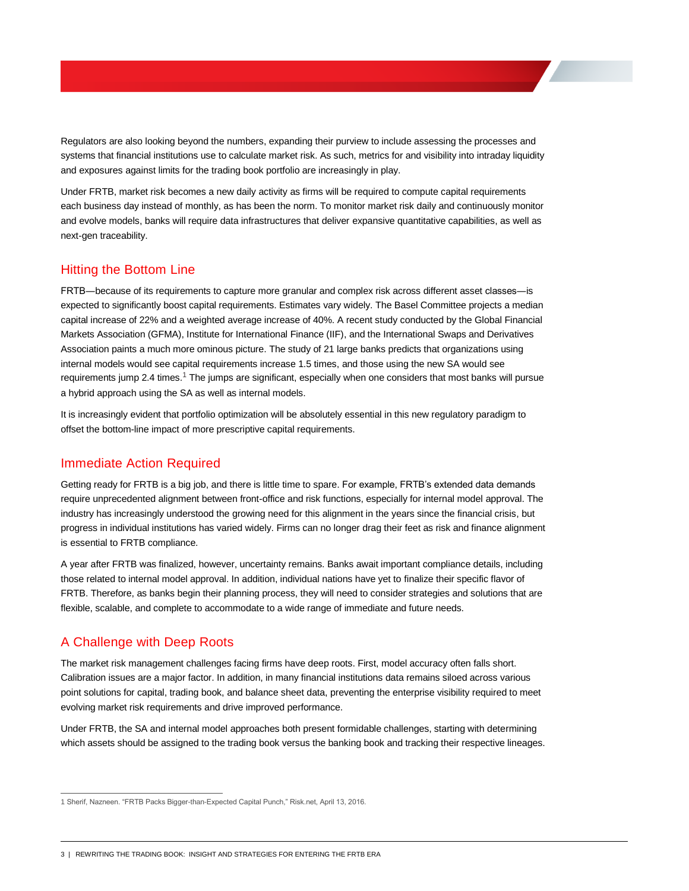Regulators are also looking beyond the numbers, expanding their purview to include assessing the processes and systems that financial institutions use to calculate market risk. As such, metrics for and visibility into intraday liquidity and exposures against limits for the trading book portfolio are increasingly in play.

Under FRTB, market risk becomes a new daily activity as firms will be required to compute capital requirements each business day instead of monthly, as has been the norm. To monitor market risk daily and continuously monitor and evolve models, banks will require data infrastructures that deliver expansive quantitative capabilities, as well as next-gen traceability.

## Hitting the Bottom Line

FRTB—because of its requirements to capture more granular and complex risk across different asset classes—is expected to significantly boost capital requirements. Estimates vary widely. The Basel Committee projects a median capital increase of 22% and a weighted average increase of 40%. A recent study conducted by the Global Financial Markets Association (GFMA), Institute for International Finance (IIF), and the International Swaps and Derivatives Association paints a much more ominous picture. The study of 21 large banks predicts that organizations using internal models would see capital requirements increase 1.5 times, and those using the new SA would see requirements jump 2.4 times.[1] The jumps are significant, especially when one considers that most banks will pursue a hybrid approach using the SA as well as internal models.

It is increasingly evident that portfolio optimization will be absolutely essential in this new regulatory paradigm to offset the bottom-line impact of more prescriptive capital requirements.

## Immediate Action Required

Getting ready for FRTB is a big job, and there is little time to spare. For example, FRTB's extended data demands require unprecedented alignment between front-office and risk functions, especially for internal model approval. The industry has increasingly understood the growing need for this alignment in the years since the financial crisis, but progress in individual institutions has varied widely. Firms can no longer drag their feet as risk and finance alignment is essential to FRTB compliance.

A year after FRTB was finalized, however, uncertainty remains. Banks await important compliance details, including those related to internal model approval. In addition, individual nations have yet to finalize their specific flavor of FRTB. Therefore, as banks begin their planning process, they will need to consider strategies and solutions that are flexible, scalable, and complete to accommodate to a wide range of immediate and future needs.

## A Challenge with Deep Roots

The market risk management challenges facing firms have deep roots. First, model accuracy often falls short. Calibration issues are a major factor. In addition, in many financial institutions data remains siloed across various point solutions for capital, trading book, and balance sheet data, preventing the enterprise visibility required to meet evolving market risk requirements and drive improved performance.

Under FRTB, the SA and internal model approaches both present formidable challenges, starting with determining which assets should be assigned to the trading book versus the banking book and tracking their respective lineages.

---

1 Sherif, Nazneen. "FRTB Packs Bigger-than-Expected Capital Punch," Risk.net, April 13, 2016.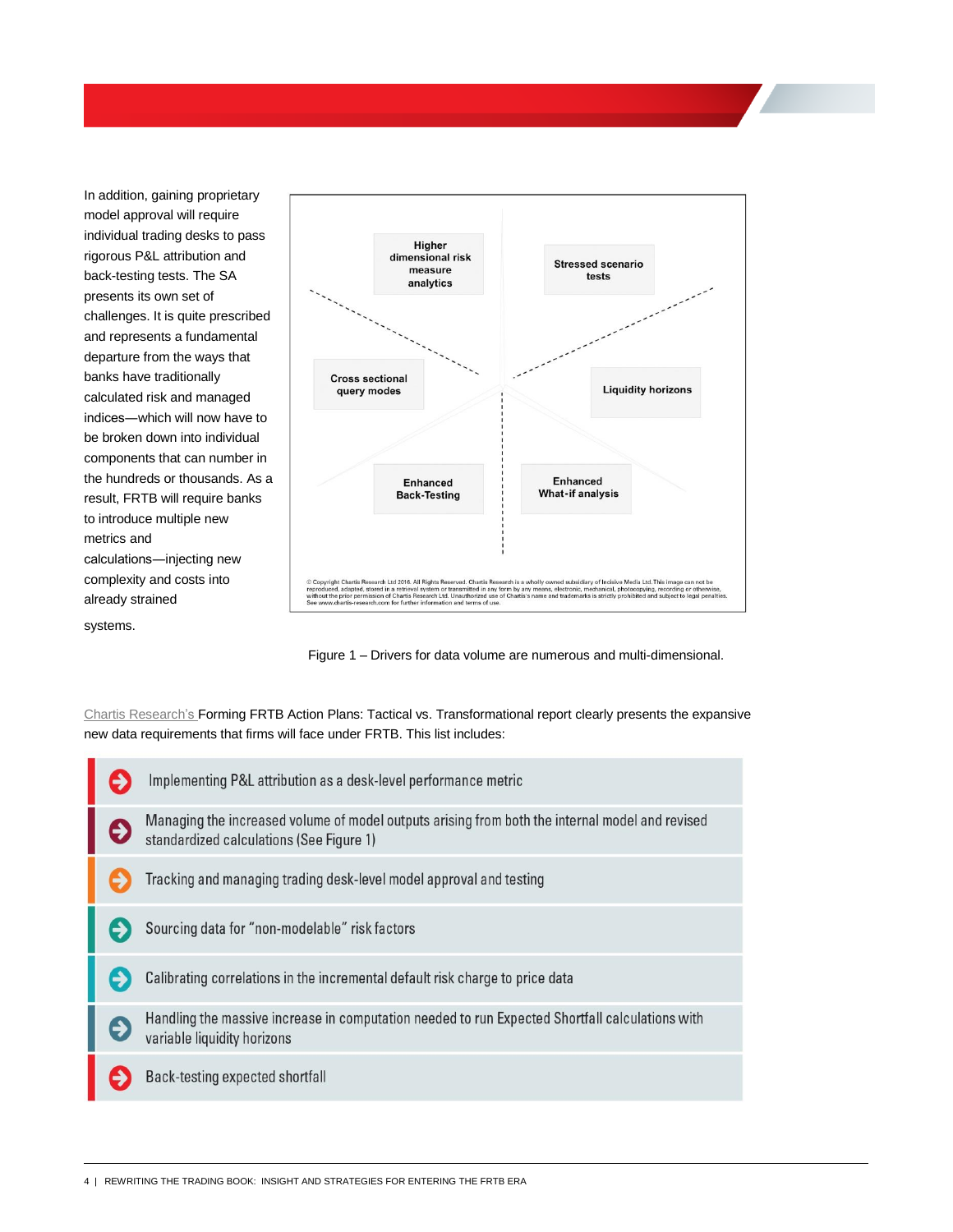In addition, gaining proprietary model approval will require individual trading desks to pass rigorous P&L attribution and back-testing tests. The SA presents its own set of challenges. It is quite prescribed and represents a fundamental departure from the ways that banks have traditionally calculated risk and managed indices—which will now have to be broken down into individual components that can number in the hundreds or thousands. As a result, FRTB will require banks to introduce multiple new metrics and calculations—injecting new complexity and costs into already strained systems.

Higher dimensional risk measure analytics

Stressed scenario tests

Cross sectional query modes

Liquidity horizons

Enhanced Back-Testing

Enhanced What-if analysis

© Copyright Chartis Research Ltd 2016. All Rights Reserved. Chartis Research is a wholly owned subsidiary of Incisive Media Ltd. This image can not be reproduced, adapted, stored in a retrieval system or transmitted in any form by any means, electronic, mechanical, photocopying, recording or otherwise, without the prior permission of Chartis Research Ltd. Unauthorized use of Chartis's name and trademarks is strictly prohibited and subject to legal penalties. See www.chartis-research.com for further information and terms of use.

Figure 1 – Drivers for data volume are numerous and multi-dimensional.

Chartis Research's Forming FRTB Action Plans: Tactical vs. Transformational report clearly presents the expansive new data requirements that firms will face under FRTB. This list includes:

- Implementing P&L attribution as a desk-level performance metric
- Managing the increased volume of model outputs arising from both the internal model and revised standardized calculations (See Figure 1)
- Tracking and managing trading desk-level model approval and testing
- Sourcing data for "non-modelable" risk factors
- Calibrating correlations in the incremental default risk charge to price data
- Handling the massive increase in computation needed to run Expected Shortfall calculations with variable liquidity horizons
- Back-testing expected shortfall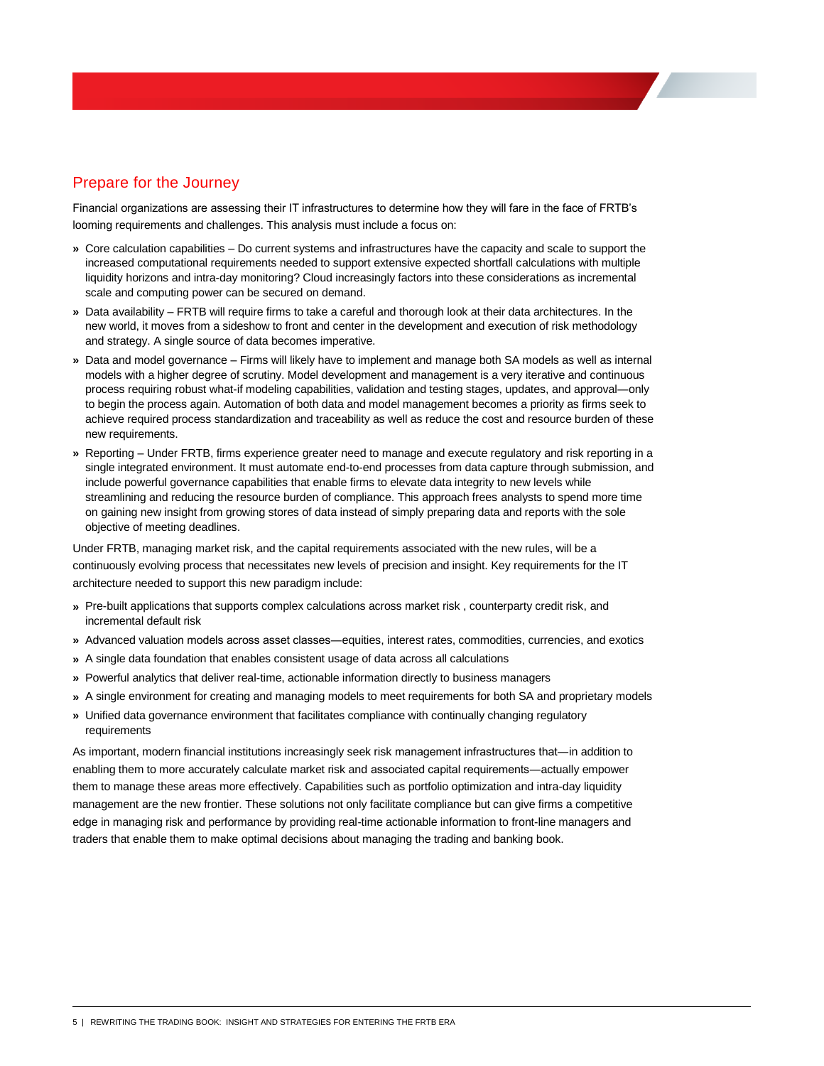## Prepare for the Journey

Financial organizations are assessing their IT infrastructures to determine how they will fare in the face of FRTB's looming requirements and challenges. This analysis must include a focus on:

- Core calculation capabilities – Do current systems and infrastructures have the capacity and scale to support the increased computational requirements needed to support extensive expected shortfall calculations with multiple liquidity horizons and intra-day monitoring? Cloud increasingly factors into these considerations as incremental scale and computing power can be secured on demand.
- Data availability – FRTB will require firms to take a careful and thorough look at their data architectures. In the new world, it moves from a sideshow to front and center in the development and execution of risk methodology and strategy. A single source of data becomes imperative.
- Data and model governance – Firms will likely have to implement and manage both SA models as well as internal models with a higher degree of scrutiny. Model development and management is a very iterative and continuous process requiring robust what-if modeling capabilities, validation and testing stages, updates, and approval—only to begin the process again. Automation of both data and model management becomes a priority as firms seek to achieve required process standardization and traceability as well as reduce the cost and resource burden of these new requirements.
- Reporting – Under FRTB, firms experience greater need to manage and execute regulatory and risk reporting in a single integrated environment. It must automate end-to-end processes from data capture through submission, and include powerful governance capabilities that enable firms to elevate data integrity to new levels while streamlining and reducing the resource burden of compliance. This approach frees analysts to spend more time on gaining new insight from growing stores of data instead of simply preparing data and reports with the sole objective of meeting deadlines.

Under FRTB, managing market risk, and the capital requirements associated with the new rules, will be a continuously evolving process that necessitates new levels of precision and insight. Key requirements for the IT architecture needed to support this new paradigm include:

- Pre-built applications that supports complex calculations across market risk , counterparty credit risk, and incremental default risk
- Advanced valuation models across asset classes—equities, interest rates, commodities, currencies, and exotics
- A single data foundation that enables consistent usage of data across all calculations
- Powerful analytics that deliver real-time, actionable information directly to business managers
- A single environment for creating and managing models to meet requirements for both SA and proprietary models
- Unified data governance environment that facilitates compliance with continually changing regulatory requirements

As important, modern financial institutions increasingly seek risk management infrastructures that—in addition to enabling them to more accurately calculate market risk and associated capital requirements—actually empower them to manage these areas more effectively. Capabilities such as portfolio optimization and intra-day liquidity management are the new frontier. These solutions not only facilitate compliance but can give firms a competitive edge in managing risk and performance by providing real-time actionable information to front-line managers and traders that enable them to make optimal decisions about managing the trading and banking book.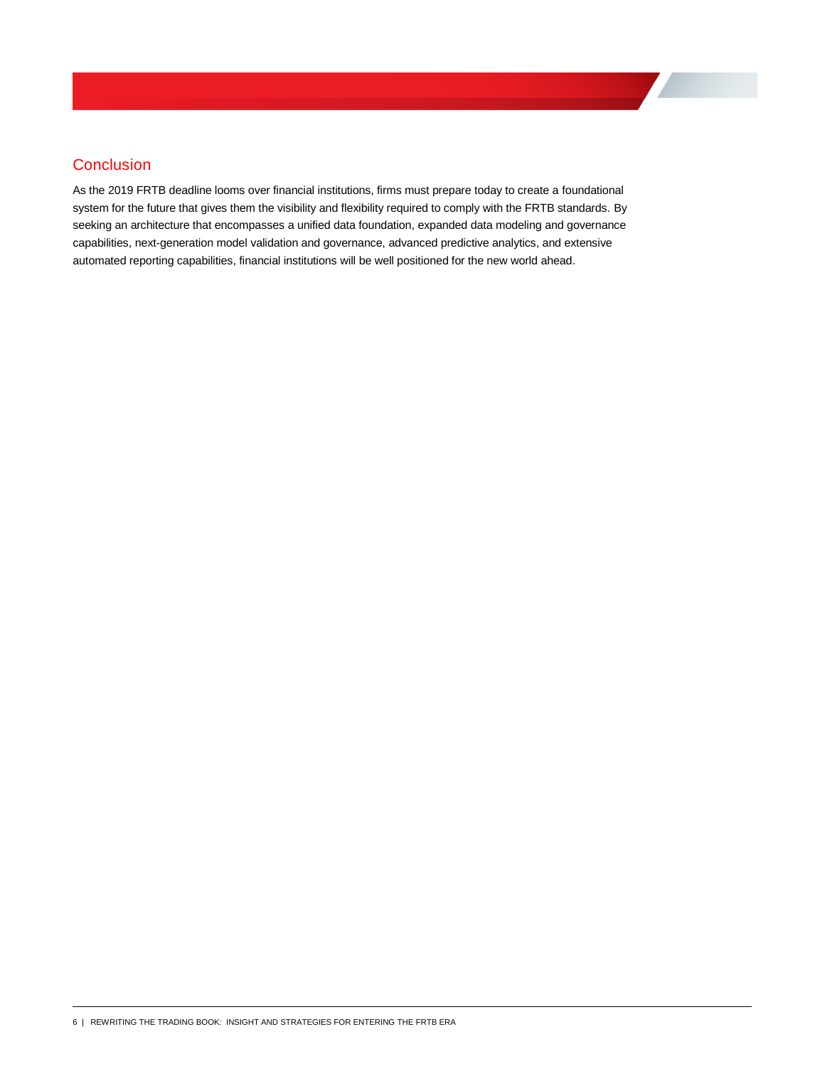## Conclusion

As the 2019 FRTB deadline looms over financial institutions, firms must prepare today to create a foundational system for the future that gives them the visibility and flexibility required to comply with the FRTB standards. By seeking an architecture that encompasses a unified data foundation, expanded data modeling and governance capabilities, next-generation model validation and governance, advanced predictive analytics, and extensive automated reporting capabilities, financial institutions will be well positioned for the new world ahead.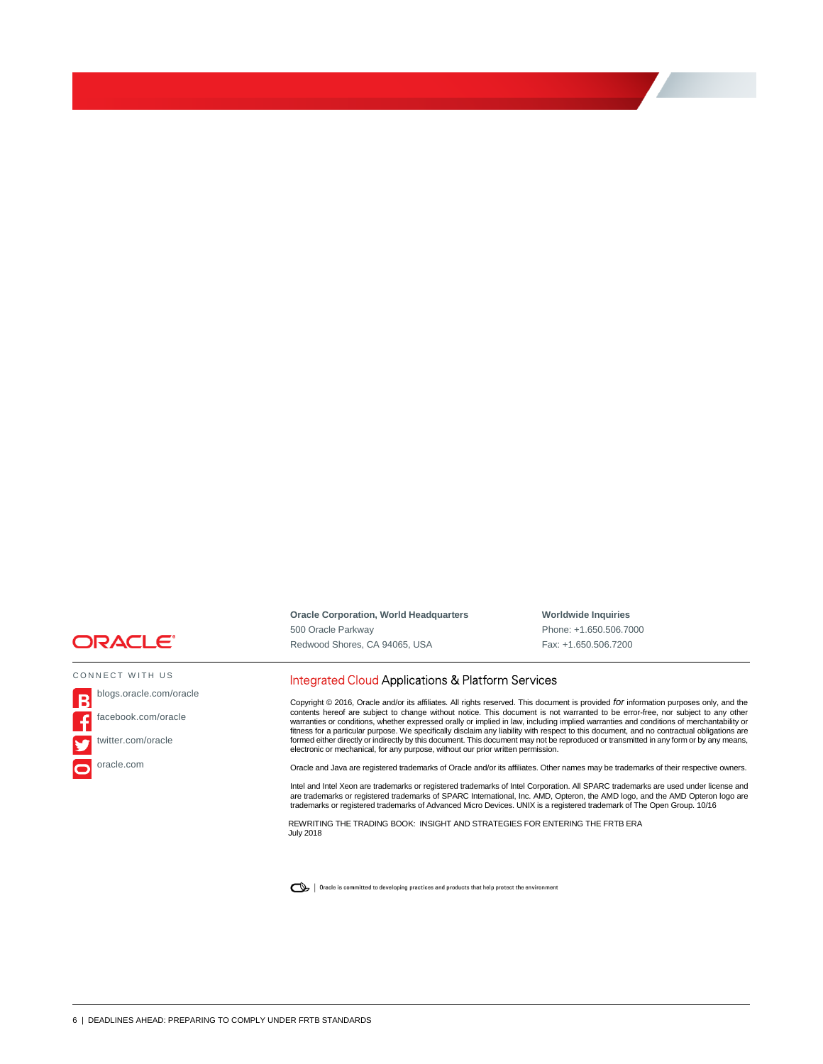ORACLE

**Oracle Corporation, World Headquarters**
500 Oracle Parkway
Redwood Shores, CA 94065, USA

**Worldwide Inquiries**
Phone: +1.650.506.7000
Fax: +1.650.506.7200

CONNECT WITH US

- blogs.oracle.com/oracle
- facebook.com/oracle
- twitter.com/oracle
- oracle.com

Integrated Cloud Applications & Platform Services

Copyright © 2016, Oracle and/or its affiliates. All rights reserved. This document is provided *for* information purposes only, and the contents hereof are subject to change without notice. This document is not warranted to be error-free, nor subject to any other warranties or conditions, whether expressed orally or implied in law, including implied warranties and conditions of merchantability or fitness for a particular purpose. We specifically disclaim any liability with respect to this document, and no contractual obligations are formed either directly or indirectly by this document. This document may not be reproduced or transmitted in any form or by any means, electronic or mechanical, for any purpose, without our prior written permission.

Oracle and Java are registered trademarks of Oracle and/or its affiliates. Other names may be trademarks of their respective owners.

Intel and Intel Xeon are trademarks or registered trademarks of Intel Corporation. All SPARC trademarks are used under license and are trademarks or registered trademarks of SPARC International, Inc. AMD, Opteron, the AMD logo, and the AMD Opteron logo are trademarks or registered trademarks of Advanced Micro Devices. UNIX is a registered trademark of The Open Group. 10/16

REWRITING THE TRADING BOOK: INSIGHT AND STRATEGIES FOR ENTERING THE FRTB ERA
July 2018

Oracle is committed to developing practices and products that help protect the environment